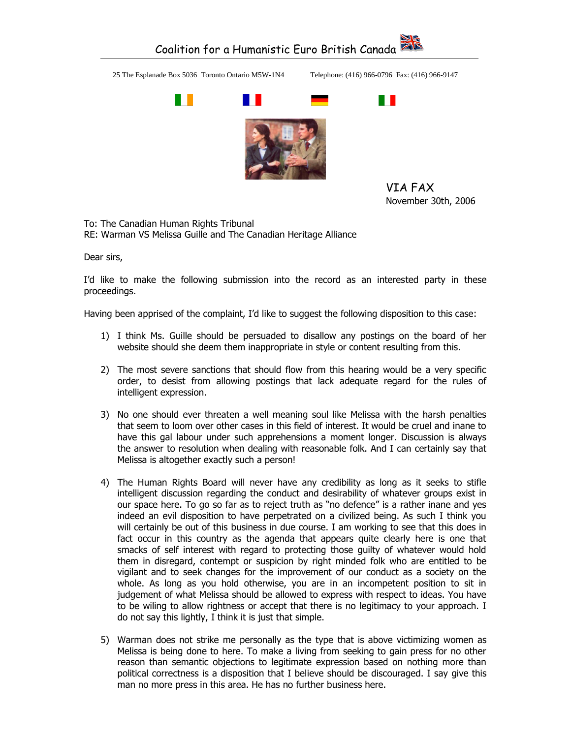# Coalition for a Humanistic Euro British Canada

25 The Esplanade Box 5036 Toronto Ontario M5W-1N4 Telephone: (416) 966-0796 Fax: (416) 966-9147

VIA FAX
November 30th, 2006

To: The Canadian Human Rights Tribunal
RE: Warman VS Melissa Guille and The Canadian Heritage Alliance

Dear sirs,

I'd like to make the following submission into the record as an interested party in these proceedings.

Having been apprised of the complaint, I'd like to suggest the following disposition to this case:

1) I think Ms. Guille should be persuaded to disallow any postings on the board of her website should she deem them inappropriate in style or content resulting from this.

2) The most severe sanctions that should flow from this hearing would be a very specific order, to desist from allowing postings that lack adequate regard for the rules of intelligent expression.

3) No one should ever threaten a well meaning soul like Melissa with the harsh penalties that seem to loom over other cases in this field of interest. It would be cruel and inane to have this gal labour under such apprehensions a moment longer. Discussion is always the answer to resolution when dealing with reasonable folk. And I can certainly say that Melissa is altogether exactly such a person!

4) The Human Rights Board will never have any credibility as long as it seeks to stifle intelligent discussion regarding the conduct and desirability of whatever groups exist in our space here. To go so far as to reject truth as "no defence" is a rather inane and yes indeed an evil disposition to have perpetrated on a civilized being. As such I think you will certainly be out of this business in due course. I am working to see that this does in fact occur in this country as the agenda that appears quite clearly here is one that smacks of self interest with regard to protecting those guilty of whatever would hold them in disregard, contempt or suspicion by right minded folk who are entitled to be vigilant and to seek changes for the improvement of our conduct as a society on the whole. As long as you hold otherwise, you are in an incompetent position to sit in judgement of what Melissa should be allowed to express with respect to ideas. You have to be wiling to allow rightness or accept that there is no legitimacy to your approach. I do not say this lightly, I think it is just that simple.

5) Warman does not strike me personally as the type that is above victimizing women as Melissa is being done to here. To make a living from seeking to gain press for no other reason than semantic objections to legitimate expression based on nothing more than political correctness is a disposition that I believe should be discouraged. I say give this man no more press in this area. He has no further business here.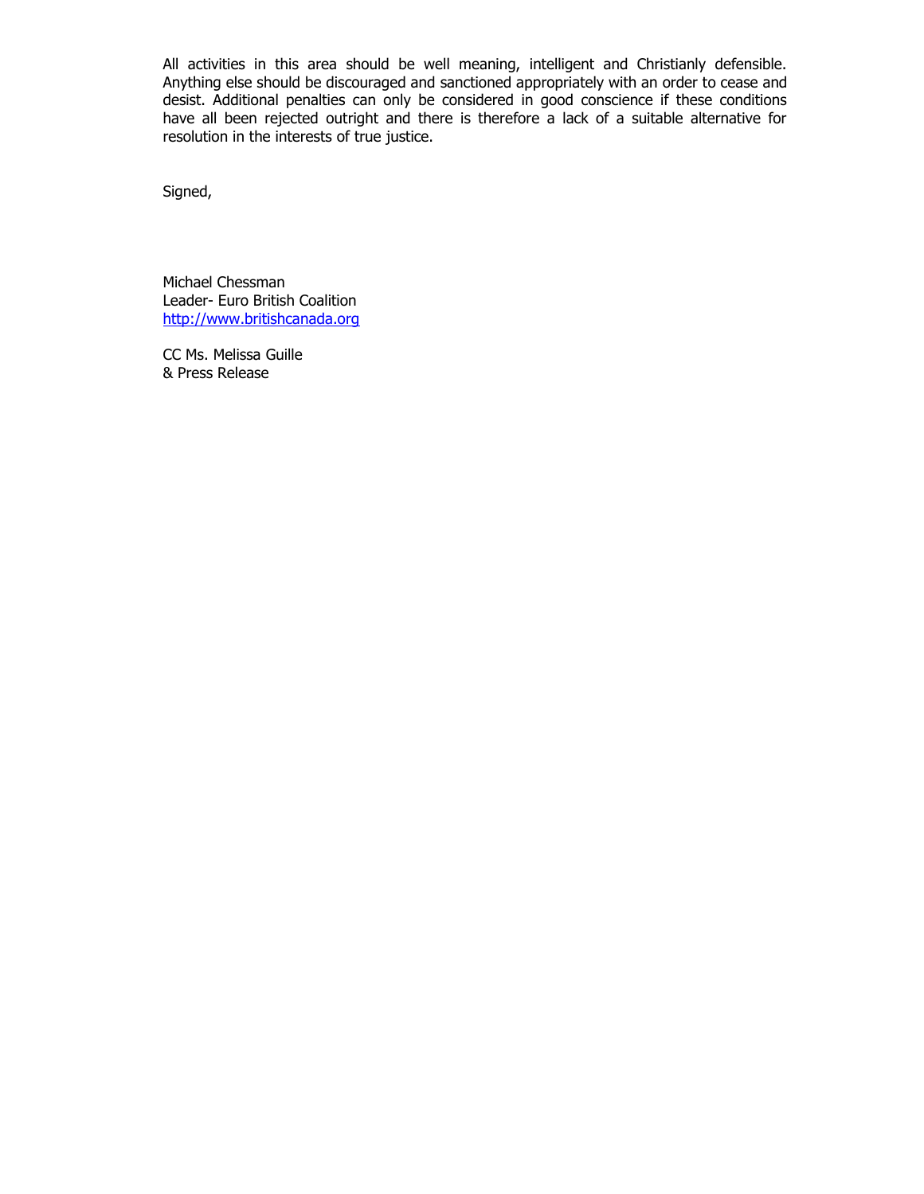All activities in this area should be well meaning, intelligent and Christianly defensible. Anything else should be discouraged and sanctioned appropriately with an order to cease and desist. Additional penalties can only be considered in good conscience if these conditions have all been rejected outright and there is therefore a lack of a suitable alternative for resolution in the interests of true justice.

Signed,

Michael Chessman
Leader- Euro British Coalition
[http://www.britishcanada.org](http://www.britishcanada.org)

CC Ms. Melissa Guille
& Press Release